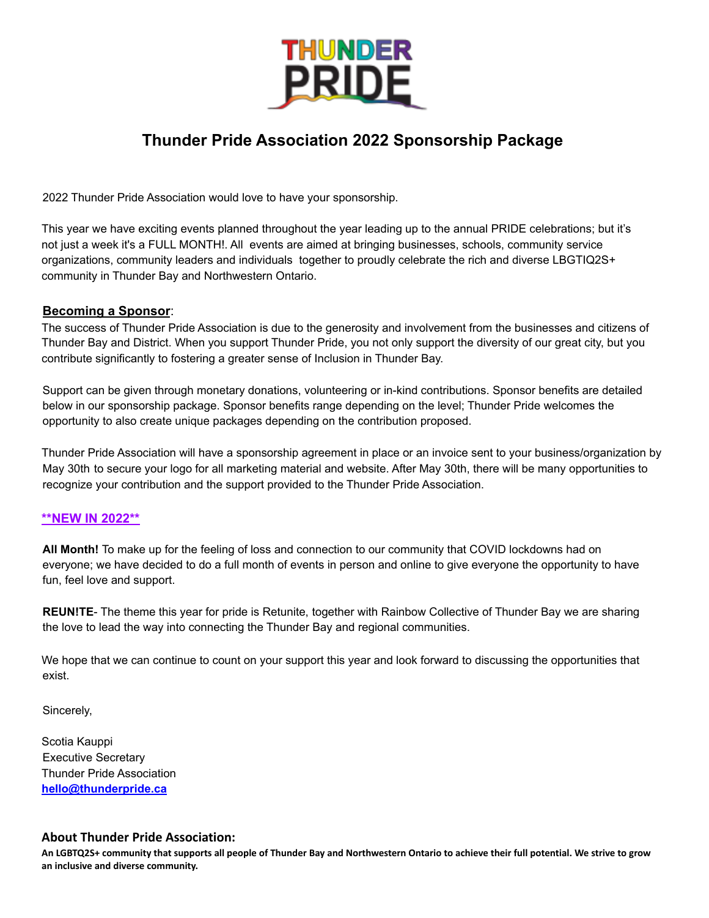# Thunder Pride Association 2022 Sponsorship Package

2022 Thunder Pride Association would love to have your sponsorship.

This year we have exciting events planned throughout the year leading up to the annual PRIDE celebrations; but it's not just a week it's a FULL MONTH!. All events are aimed at bringing businesses, schools, community service organizations, community leaders and individuals together to proudly celebrate the rich and diverse LBGTIQ2S+ community in Thunder Bay and Northwestern Ontario.

**Becoming a Sponsor**:
The success of Thunder Pride Association is due to the generosity and involvement from the businesses and citizens of Thunder Bay and District. When you support Thunder Pride, you not only support the diversity of our great city, but you contribute significantly to fostering a greater sense of Inclusion in Thunder Bay.

Support can be given through monetary donations, volunteering or in-kind contributions. Sponsor benefits are detailed below in our sponsorship package. Sponsor benefits range depending on the level; Thunder Pride welcomes the opportunity to also create unique packages depending on the contribution proposed.

Thunder Pride Association will have a sponsorship agreement in place or an invoice sent to your business/organization by May 30th to secure your logo for all marketing material and website. After May 30th, there will be many opportunities to recognize your contribution and the support provided to the Thunder Pride Association.

**\*\*NEW IN 2022\*\***

**All Month!** To make up for the feeling of loss and connection to our community that COVID lockdowns had on everyone; we have decided to do a full month of events in person and online to give everyone the opportunity to have fun, feel love and support.

**REUN!TE**- The theme this year for pride is Retunite, together with Rainbow Collective of Thunder Bay we are sharing the love to lead the way into connecting the Thunder Bay and regional communities.

We hope that we can continue to count on your support this year and look forward to discussing the opportunities that exist.

Sincerely,

Scotia Kauppi
Executive Secretary
Thunder Pride Association
hello@thunderpride.ca

### About Thunder Pride Association:

**An LGBTQ2S+ community that supports all people of Thunder Bay and Northwestern Ontario to achieve their full potential. We strive to grow an inclusive and diverse community.**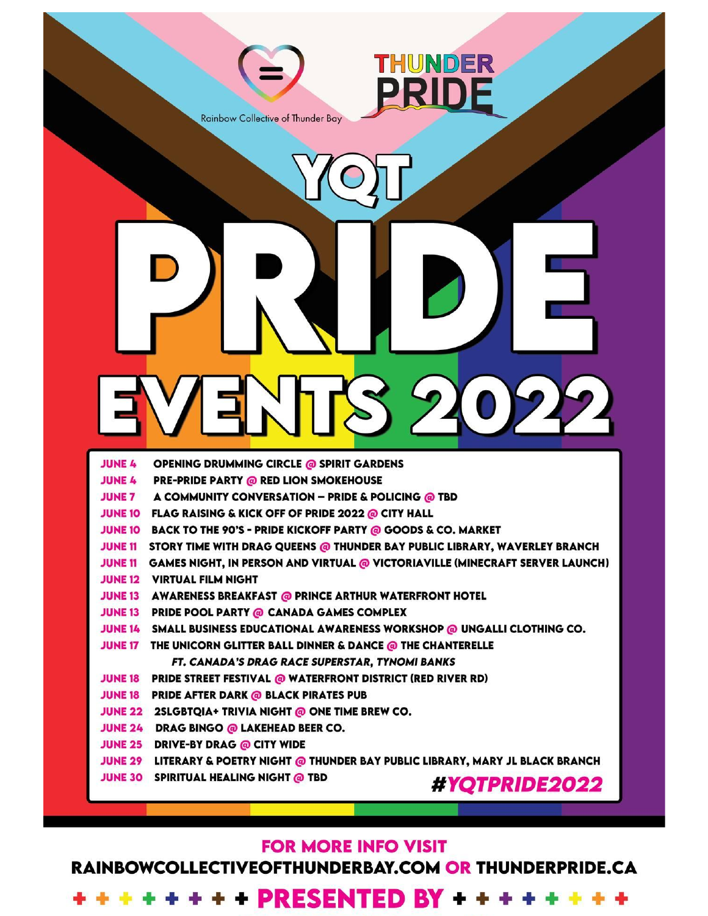Rainbow Collective of Thunder Bay

THUNDER PRIDE

# YQT PRIDE EVENTS 2022

| Date | Event |
|---|---|
| JUNE 4 | OPENING DRUMMING CIRCLE @ SPIRIT GARDENS |
| JUNE 4 | PRE-PRIDE PARTY @ RED LION SMOKEHOUSE |
| JUNE 7 | A COMMUNITY CONVERSATION – PRIDE & POLICING @ TBD |
| JUNE 10 | FLAG RAISING & KICK OFF OF PRIDE 2022 @ CITY HALL |
| JUNE 10 | BACK TO THE 90'S - PRIDE KICKOFF PARTY @ GOODS & CO. MARKET |
| JUNE 11 | STORY TIME WITH DRAG QUEENS @ THUNDER BAY PUBLIC LIBRARY, WAVERLEY BRANCH |
| JUNE 11 | GAMES NIGHT, IN PERSON AND VIRTUAL @ VICTORIAVILLE (MINECRAFT SERVER LAUNCH) |
| JUNE 12 | VIRTUAL FILM NIGHT |
| JUNE 13 | AWARENESS BREAKFAST @ PRINCE ARTHUR WATERFRONT HOTEL |
| JUNE 13 | PRIDE POOL PARTY @ CANADA GAMES COMPLEX |
| JUNE 14 | SMALL BUSINESS EDUCATIONAL AWARENESS WORKSHOP @ UNGALLI CLOTHING CO. |
| JUNE 17 | THE UNICORN GLITTER BALL DINNER & DANCE @ THE CHANTERELLE *FT. CANADA'S DRAG RACE SUPERSTAR, TYNOMI BANKS* |
| JUNE 18 | PRIDE STREET FESTIVAL @ WATERFRONT DISTRICT (RED RIVER RD) |
| JUNE 18 | PRIDE AFTER DARK @ BLACK PIRATES PUB |
| JUNE 22 | 2SLGBTQIA+ TRIVIA NIGHT @ ONE TIME BREW CO. |
| JUNE 24 | DRAG BINGO @ LAKEHEAD BEER CO. |
| JUNE 25 | DRIVE-BY DRAG @ CITY WIDE |
| JUNE 29 | LITERARY & POETRY NIGHT @ THUNDER BAY PUBLIC LIBRARY, MARY JL BLACK BRANCH |
| JUNE 30 | SPIRITUAL HEALING NIGHT @ TBD |

**#YQTPRIDE2022**

**FOR MORE INFO VISIT**
**RAINBOWCOLLECTIVEOFTHUNDERBAY.COM OR THUNDERPRIDE.CA**

**+ + + + + + + + PRESENTED BY + + + + + + + +**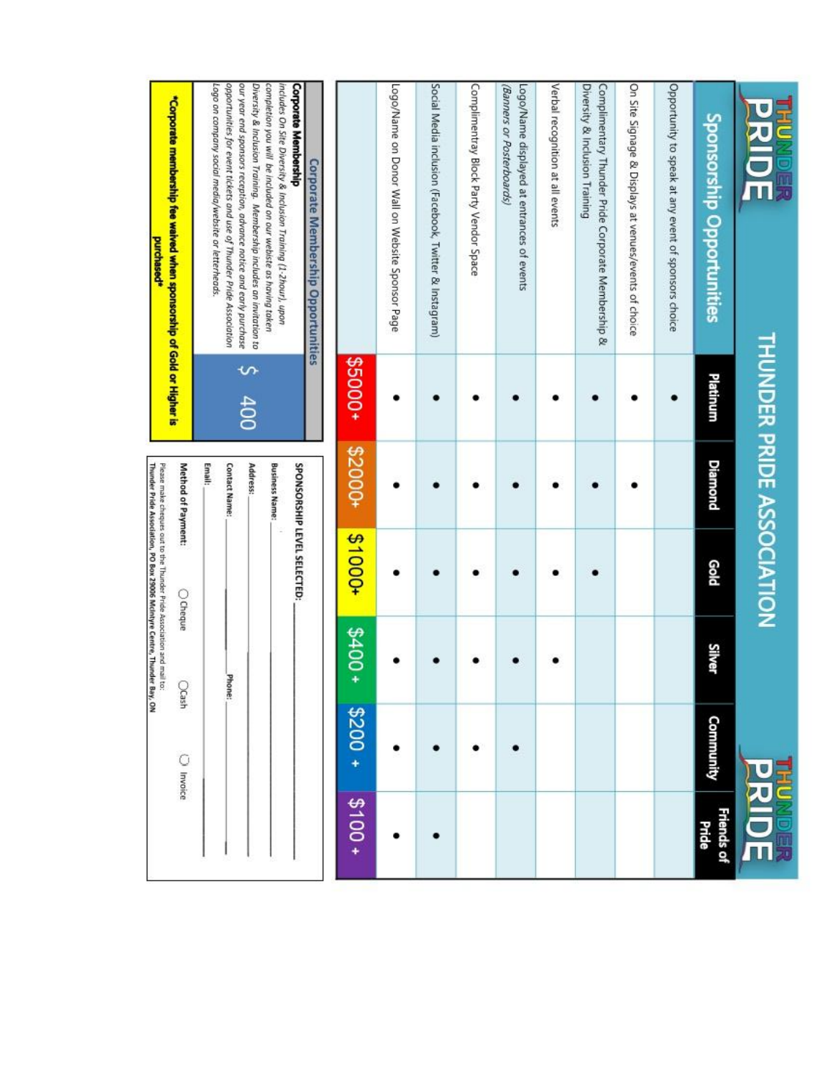# THUNDER PRIDE ASSOCIATION

| Sponsorship Opportunities | Platinum | Diamond | Gold | Silver | Community | Friends of Pride |
|---|---|---|---|---|---|---|
| Opportunity to speak at any event of sponsors choice | • | | | | | |
| On Site Signage & Displays at venues/events of choice | • | • | | | | |
| Complimentary Thunder Pride Corporate Membership & Diversity & Inclusion Training | • | • | • | | | |
| Verbal recognition at all events | • | • | • | • | | |
| Logo/Name displayed at entrances of events *(Banners or Posterboards)* | • | • | • | • | • | |
| Complimentray Block Party Vendor Space | • | • | • | • | • | |
| Social Media inclusion (Facebook, Twitter & Instagram) | • | • | • | • | • | • |
| Logo/Name on Donor Wall on Website Sponsor Page | • | • | • | • | • | • |
| | $5000+ | $2000+ | $1000+ | $400+ | $200 + | $100 + |

## Corporate Membership Opportunities

| Corporate Membership | |
|---|---|
| **Corporate Membership** *Includes On Site Diversity & Inclusion Training (1-2hour), upon completion you will be included on our website as having taken Diversity & Inclusion Training. Membership includes an invitation to our year end sponsors reception, advance notice and early purchase opportunities for event tickets and use of Thunder Pride Association Logo on company social media/website or letterheads.* | $ 400 |

**\*Corporate membership fee waived when sponsorship of Gold or Higher is purchased\***

**SPONSORSHIP LEVEL SELECTED:** ____________________

**Business Name:** ____________________

**Address:** ____________________

**Contact Name:** ____________________ **Phone:** ____________________

**Email:** ____________________

**Method of Payment:** ○ Cheque ○ Cash ○ Invoice

Please make cheques out to the Thunder Pride Association and mail to:
Thunder Pride Association, PO Box 29006 McIntyre Centre, Thunder Bay, ON